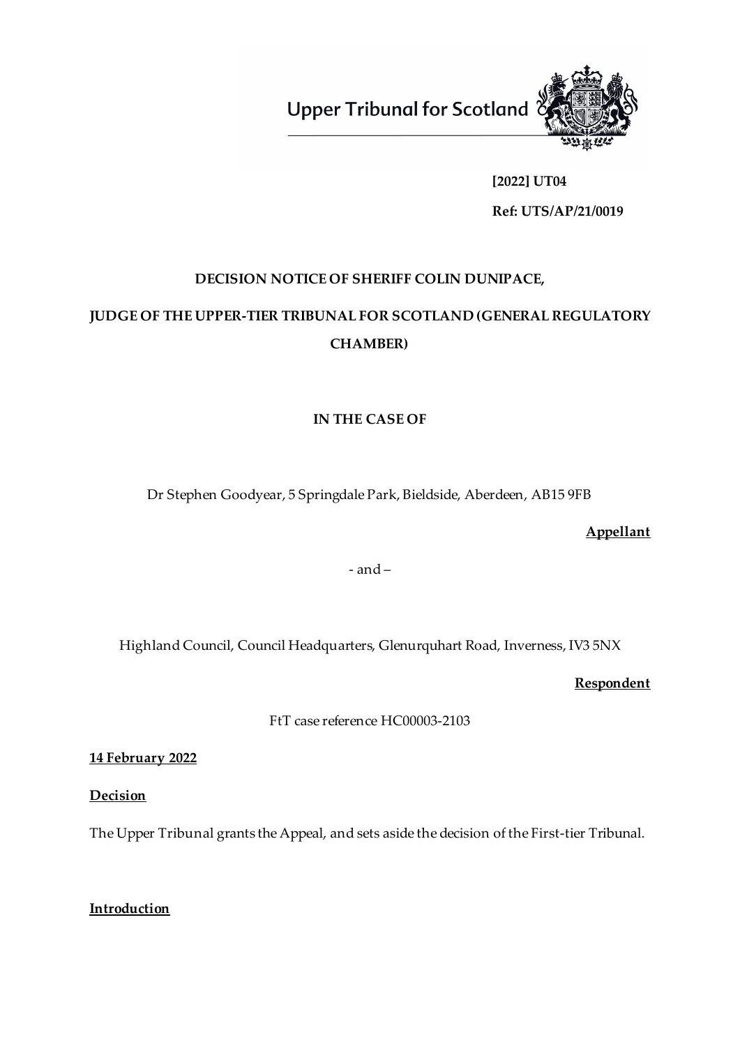Upper Tribunal for Scotland

**[2022] UT04**

**Ref: UTS/AP/21/0019**

**DECISION NOTICE OF SHERIFF COLIN DUNIPACE,**

**JUDGE OF THE UPPER-TIER TRIBUNAL FOR SCOTLAND (GENERAL REGULATORY CHAMBER)**

**IN THE CASE OF**

Dr Stephen Goodyear, 5 Springdale Park, Bieldside, Aberdeen, AB15 9FB

**Appellant**

- and –

Highland Council, Council Headquarters, Glenurquhart Road, Inverness, IV3 5NX

**Respondent**

FtT case reference HC00003-2103

**14 February 2022**

**Decision**

The Upper Tribunal grants the Appeal, and sets aside the decision of the First-tier Tribunal.

**Introduction**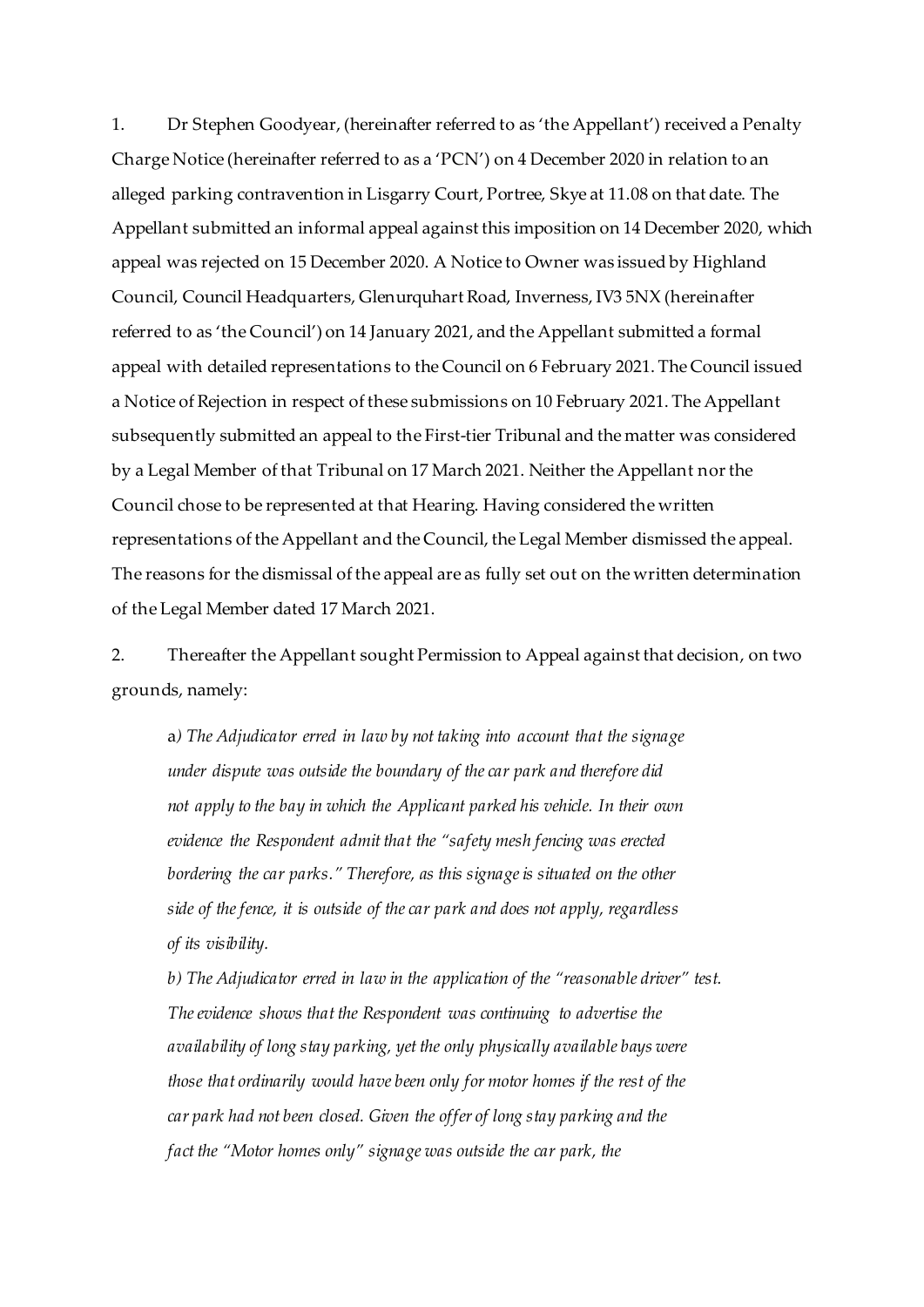1. Dr Stephen Goodyear, (hereinafter referred to as 'the Appellant') received a Penalty Charge Notice (hereinafter referred to as a 'PCN') on 4 December 2020 in relation to an alleged parking contravention in Lisgarry Court, Portree, Skye at 11.08 on that date. The Appellant submitted an informal appeal against this imposition on 14 December 2020, which appeal was rejected on 15 December 2020. A Notice to Owner was issued by Highland Council, Council Headquarters, Glenurquhart Road, Inverness, IV3 5NX (hereinafter referred to as 'the Council') on 14 January 2021, and the Appellant submitted a formal appeal with detailed representations to the Council on 6 February 2021. The Council issued a Notice of Rejection in respect of these submissions on 10 February 2021. The Appellant subsequently submitted an appeal to the First-tier Tribunal and the matter was considered by a Legal Member of that Tribunal on 17 March 2021. Neither the Appellant nor the Council chose to be represented at that Hearing. Having considered the written representations of the Appellant and the Council, the Legal Member dismissed the appeal. The reasons for the dismissal of the appeal are as fully set out on the written determination of the Legal Member dated 17 March 2021.

2. Thereafter the Appellant sought Permission to Appeal against that decision, on two grounds, namely:

> a*) The Adjudicator erred in law by not taking into account that the signage under dispute was outside the boundary of the car park and therefore did not apply to the bay in which the Applicant parked his vehicle. In their own evidence the Respondent admit that the "safety mesh fencing was erected bordering the car parks." Therefore, as this signage is situated on the other side of the fence, it is outside of the car park and does not apply, regardless of its visibility.*
>
> *b) The Adjudicator erred in law in the application of the "reasonable driver" test. The evidence shows that the Respondent was continuing to advertise the availability of long stay parking, yet the only physically available bays were those that ordinarily would have been only for motor homes if the rest of the car park had not been closed. Given the offer of long stay parking and the fact the "Motor homes only" signage was outside the car park, the*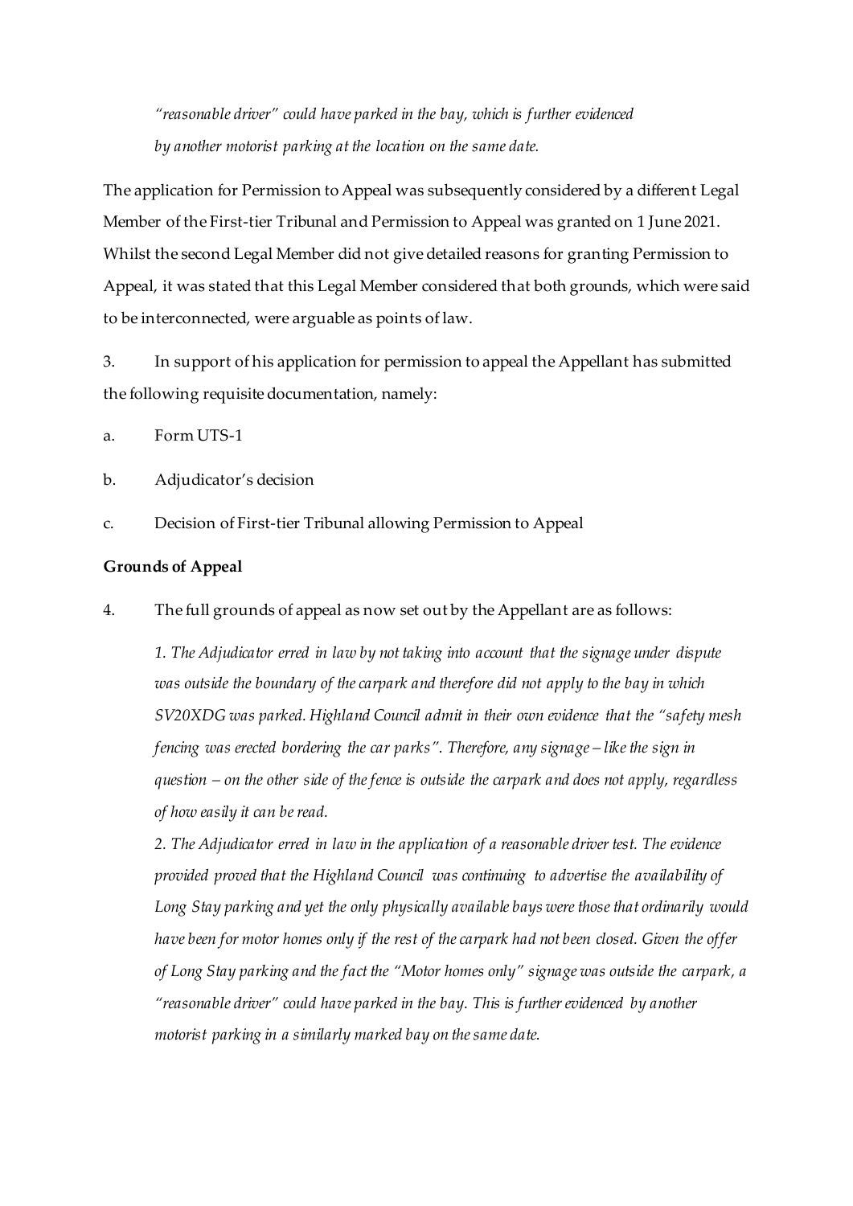*"reasonable driver" could have parked in the bay, which is further evidenced by another motorist parking at the location on the same date.*

The application for Permission to Appeal was subsequently considered by a different Legal Member of the First-tier Tribunal and Permission to Appeal was granted on 1 June 2021. Whilst the second Legal Member did not give detailed reasons for granting Permission to Appeal, it was stated that this Legal Member considered that both grounds, which were said to be interconnected, were arguable as points of law.

3. In support of his application for permission to appeal the Appellant has submitted the following requisite documentation, namely:

a. Form UTS-1

b. Adjudicator's decision

c. Decision of First-tier Tribunal allowing Permission to Appeal

**Grounds of Appeal**

4. The full grounds of appeal as now set out by the Appellant are as follows:

*1. The Adjudicator erred in law by not taking into account that the signage under dispute was outside the boundary of the carpark and therefore did not apply to the bay in which SV20XDG was parked. Highland Council admit in their own evidence that the "safety mesh fencing was erected bordering the car parks". Therefore, any signage – like the sign in question – on the other side of the fence is outside the carpark and does not apply, regardless of how easily it can be read.*

*2. The Adjudicator erred in law in the application of a reasonable driver test. The evidence provided proved that the Highland Council was continuing to advertise the availability of Long Stay parking and yet the only physically available bays were those that ordinarily would have been for motor homes only if the rest of the carpark had not been closed. Given the offer of Long Stay parking and the fact the "Motor homes only" signage was outside the carpark, a "reasonable driver" could have parked in the bay. This is further evidenced by another motorist parking in a similarly marked bay on the same date.*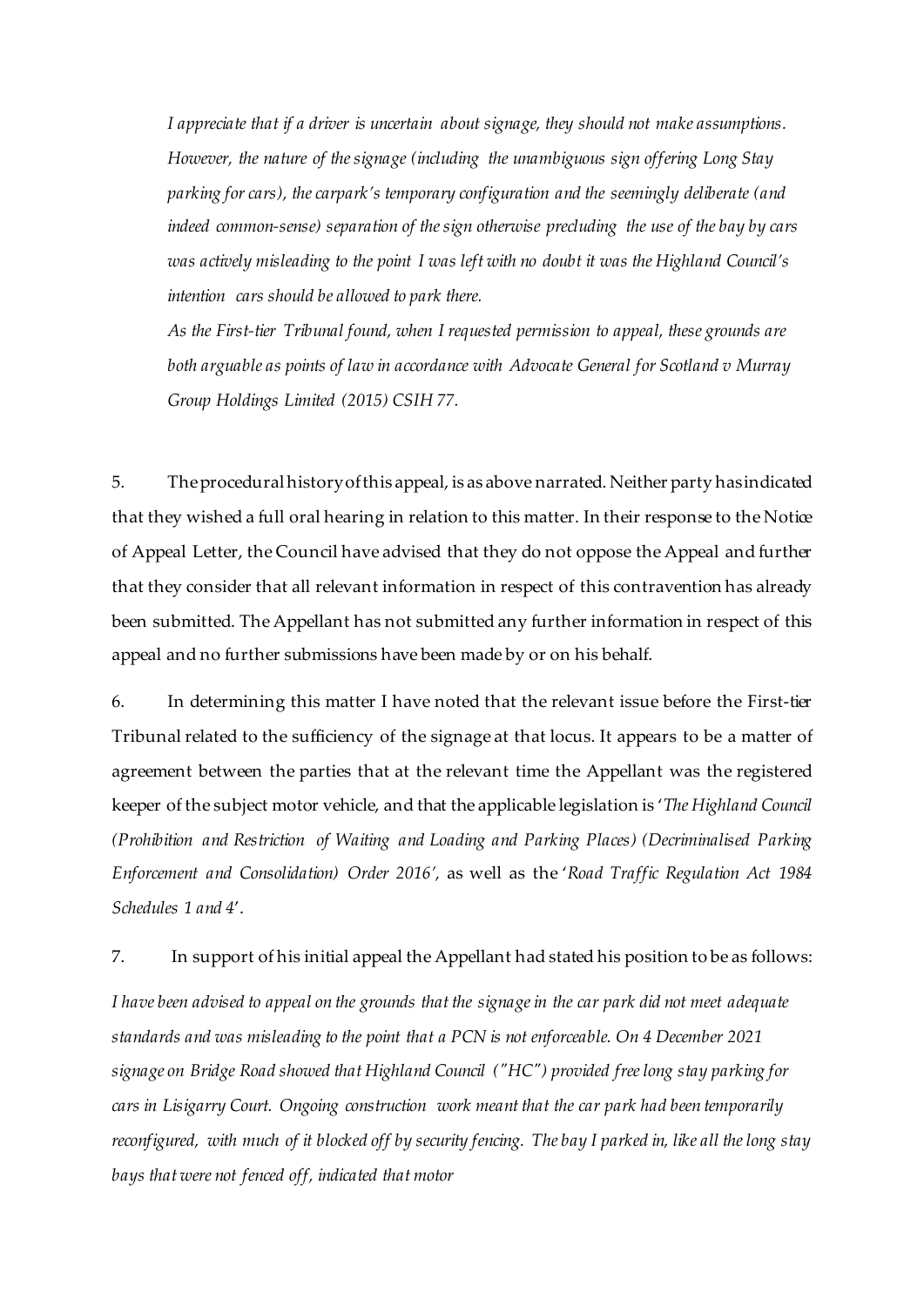*I appreciate that if a driver is uncertain about signage, they should not make assumptions. However, the nature of the signage (including the unambiguous sign offering Long Stay parking for cars), the carpark's temporary configuration and the seemingly deliberate (and indeed common-sense) separation of the sign otherwise precluding the use of the bay by cars was actively misleading to the point I was left with no doubt it was the Highland Council's intention cars should be allowed to park there.*

*As the First-tier Tribunal found, when I requested permission to appeal, these grounds are both arguable as points of law in accordance with Advocate General for Scotland v Murray Group Holdings Limited (2015) CSIH 77.*

5. The procedural history of this appeal, is as above narrated. Neither party has indicated that they wished a full oral hearing in relation to this matter. In their response to the Notice of Appeal Letter, the Council have advised that they do not oppose the Appeal and further that they consider that all relevant information in respect of this contravention has already been submitted. The Appellant has not submitted any further information in respect of this appeal and no further submissions have been made by or on his behalf.

6. In determining this matter I have noted that the relevant issue before the First-tier Tribunal related to the sufficiency of the signage at that locus. It appears to be a matter of agreement between the parties that at the relevant time the Appellant was the registered keeper of the subject motor vehicle, and that the applicable legislation is '*The Highland Council (Prohibition and Restriction of Waiting and Loading and Parking Places) (Decriminalised Parking Enforcement and Consolidation) Order 2016'*, as well as the '*Road Traffic Regulation Act 1984 Schedules 1 and 4*'.

7. In support of his initial appeal the Appellant had stated his position to be as follows:

*I have been advised to appeal on the grounds that the signage in the car park did not meet adequate standards and was misleading to the point that a PCN is not enforceable. On 4 December 2021 signage on Bridge Road showed that Highland Council ("HC") provided free long stay parking for cars in Lisigarry Court. Ongoing construction work meant that the car park had been temporarily reconfigured, with much of it blocked off by security fencing. The bay I parked in, like all the long stay bays that were not fenced off, indicated that motor*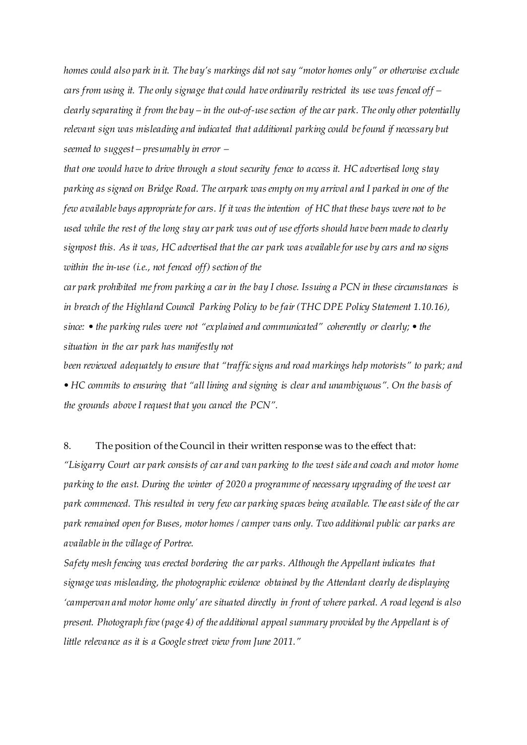*homes could also park in it. The bay's markings did not say "motor homes only" or otherwise exclude cars from using it. The only signage that could have ordinarily restricted its use was fenced off – clearly separating it from the bay – in the out-of-use section of the car park. The only other potentially relevant sign was misleading and indicated that additional parking could be found if necessary but seemed to suggest – presumably in error –*

*that one would have to drive through a stout security fence to access it. HC advertised long stay parking as signed on Bridge Road. The carpark was empty on my arrival and I parked in one of the few available bays appropriate for cars. If it was the intention of HC that these bays were not to be used while the rest of the long stay car park was out of use efforts should have been made to clearly signpost this. As it was, HC advertised that the car park was available for use by cars and no signs within the in-use (i.e., not fenced off) section of the*

*car park prohibited me from parking a car in the bay I chose. Issuing a PCN in these circumstances is in breach of the Highland Council Parking Policy to be fair (THC DPE Policy Statement 1.10.16), since: • the parking rules were not "explained and communicated" coherently or clearly; • the situation in the car park has manifestly not*

*been reviewed adequately to ensure that "traffic signs and road markings help motorists" to park; and • HC commits to ensuring that "all lining and signing is clear and unambiguous". On the basis of the grounds above I request that you cancel the PCN".*

8. The position of the Council in their written response was to the effect that:

*"Lisigarry Court car park consists of car and van parking to the west side and coach and motor home parking to the east. During the winter of 2020 a programme of necessary upgrading of the west car park commenced. This resulted in very few car parking spaces being available. The east side of the car park remained open for Buses, motor homes / camper vans only. Two additional public car parks are available in the village of Portree.*

*Safety mesh fencing was erected bordering the car parks. Although the Appellant indicates that signage was misleading, the photographic evidence obtained by the Attendant clearly de displaying 'campervan and motor home only' are situated directly in front of where parked. A road legend is also present. Photograph five (page 4) of the additional appeal summary provided by the Appellant is of little relevance as it is a Google street view from June 2011."*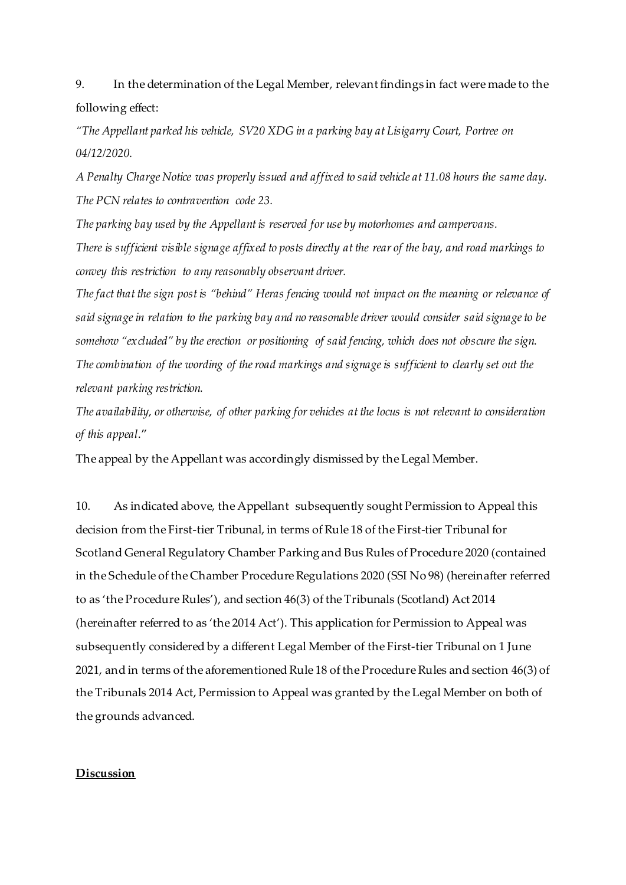9. In the determination of the Legal Member, relevant findings in fact were made to the following effect:

*"The Appellant parked his vehicle, SV20 XDG in a parking bay at Lisigarry Court, Portree on 04/12/2020.*

*A Penalty Charge Notice was properly issued and affixed to said vehicle at 11.08 hours the same day. The PCN relates to contravention code 23.*

*The parking bay used by the Appellant is reserved for use by motorhomes and campervans.*

*There is sufficient visible signage affixed to posts directly at the rear of the bay, and road markings to convey this restriction to any reasonably observant driver.*

*The fact that the sign post is "behind" Heras fencing would not impact on the meaning or relevance of said signage in relation to the parking bay and no reasonable driver would consider said signage to be somehow "excluded" by the erection or positioning of said fencing, which does not obscure the sign.*

*The combination of the wording of the road markings and signage is sufficient to clearly set out the relevant parking restriction.*

*The availability, or otherwise, of other parking for vehicles at the locus is not relevant to consideration of this appeal."*

The appeal by the Appellant was accordingly dismissed by the Legal Member.

10. As indicated above, the Appellant subsequently sought Permission to Appeal this decision from the First-tier Tribunal, in terms of Rule 18 of the First-tier Tribunal for Scotland General Regulatory Chamber Parking and Bus Rules of Procedure 2020 (contained in the Schedule of the Chamber Procedure Regulations 2020 (SSI No 98) (hereinafter referred to as 'the Procedure Rules'), and section 46(3) of the Tribunals (Scotland) Act 2014 (hereinafter referred to as 'the 2014 Act'). This application for Permission to Appeal was subsequently considered by a different Legal Member of the First-tier Tribunal on 1 June 2021, and in terms of the aforementioned Rule 18 of the Procedure Rules and section 46(3) of the Tribunals 2014 Act, Permission to Appeal was granted by the Legal Member on both of the grounds advanced.

## **Discussion**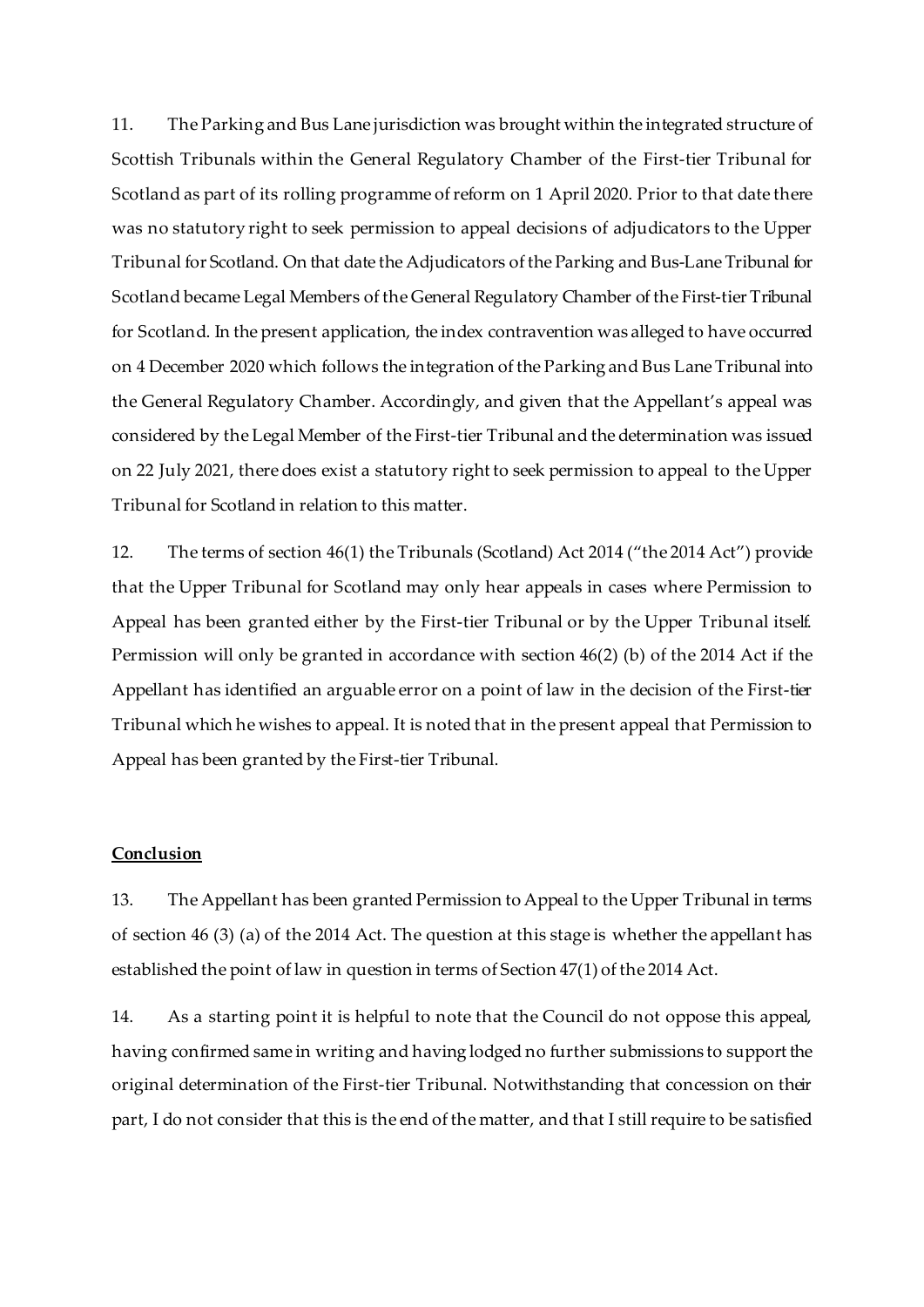11. The Parking and Bus Lane jurisdiction was brought within the integrated structure of Scottish Tribunals within the General Regulatory Chamber of the First-tier Tribunal for Scotland as part of its rolling programme of reform on 1 April 2020. Prior to that date there was no statutory right to seek permission to appeal decisions of adjudicators to the Upper Tribunal for Scotland. On that date the Adjudicators of the Parking and Bus-Lane Tribunal for Scotland became Legal Members of the General Regulatory Chamber of the First-tier Tribunal for Scotland. In the present application, the index contravention was alleged to have occurred on 4 December 2020 which follows the integration of the Parking and Bus Lane Tribunal into the General Regulatory Chamber. Accordingly, and given that the Appellant's appeal was considered by the Legal Member of the First-tier Tribunal and the determination was issued on 22 July 2021, there does exist a statutory right to seek permission to appeal to the Upper Tribunal for Scotland in relation to this matter.

12. The terms of section 46(1) the Tribunals (Scotland) Act 2014 ("the 2014 Act") provide that the Upper Tribunal for Scotland may only hear appeals in cases where Permission to Appeal has been granted either by the First-tier Tribunal or by the Upper Tribunal itself. Permission will only be granted in accordance with section 46(2) (b) of the 2014 Act if the Appellant has identified an arguable error on a point of law in the decision of the First-tier Tribunal which he wishes to appeal. It is noted that in the present appeal that Permission to Appeal has been granted by the First-tier Tribunal.

**Conclusion**

13. The Appellant has been granted Permission to Appeal to the Upper Tribunal in terms of section 46 (3) (a) of the 2014 Act. The question at this stage is whether the appellant has established the point of law in question in terms of Section 47(1) of the 2014 Act.

14. As a starting point it is helpful to note that the Council do not oppose this appeal, having confirmed same in writing and having lodged no further submissions to support the original determination of the First-tier Tribunal. Notwithstanding that concession on their part, I do not consider that this is the end of the matter, and that I still require to be satisfied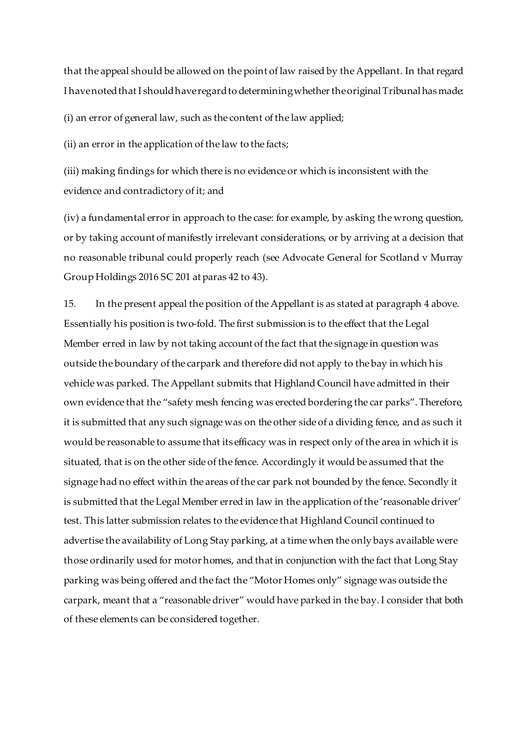that the appeal should be allowed on the point of law raised by the Appellant. In that regard I have noted that I should have regard to determining whether the original Tribunal has made:

(i) an error of general law, such as the content of the law applied;

(ii) an error in the application of the law to the facts;

(iii) making findings for which there is no evidence or which is inconsistent with the evidence and contradictory of it; and

(iv) a fundamental error in approach to the case: for example, by asking the wrong question, or by taking account of manifestly irrelevant considerations, or by arriving at a decision that no reasonable tribunal could properly reach (see Advocate General for Scotland v Murray Group Holdings 2016 SC 201 at paras 42 to 43).

15. In the present appeal the position of the Appellant is as stated at paragraph 4 above. Essentially his position is two-fold. The first submission is to the effect that the Legal Member erred in law by not taking account of the fact that the signage in question was outside the boundary of the carpark and therefore did not apply to the bay in which his vehicle was parked. The Appellant submits that Highland Council have admitted in their own evidence that the "safety mesh fencing was erected bordering the car parks". Therefore, it is submitted that any such signage was on the other side of a dividing fence, and as such it would be reasonable to assume that its efficacy was in respect only of the area in which it is situated, that is on the other side of the fence. Accordingly it would be assumed that the signage had no effect within the areas of the car park not bounded by the fence. Secondly it is submitted that the Legal Member erred in law in the application of the 'reasonable driver' test. This latter submission relates to the evidence that Highland Council continued to advertise the availability of Long Stay parking, at a time when the only bays available were those ordinarily used for motor homes, and that in conjunction with the fact that Long Stay parking was being offered and the fact the "Motor Homes only" signage was outside the carpark, meant that a "reasonable driver" would have parked in the bay. I consider that both of these elements can be considered together.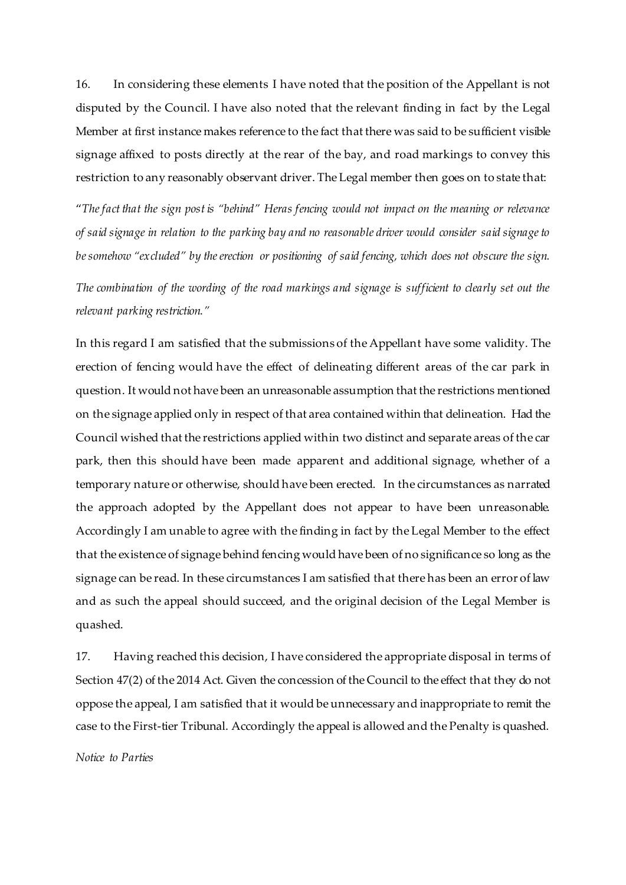16. In considering these elements I have noted that the position of the Appellant is not disputed by the Council. I have also noted that the relevant finding in fact by the Legal Member at first instance makes reference to the fact that there was said to be sufficient visible signage affixed to posts directly at the rear of the bay, and road markings to convey this restriction to any reasonably observant driver. The Legal member then goes on to state that:

"*The fact that the sign post is "behind" Heras fencing would not impact on the meaning or relevance of said signage in relation to the parking bay and no reasonable driver would consider said signage to be somehow "excluded" by the erection or positioning of said fencing, which does not obscure the sign.*

*The combination of the wording of the road markings and signage is sufficient to clearly set out the relevant parking restriction."*

In this regard I am satisfied that the submissions of the Appellant have some validity. The erection of fencing would have the effect of delineating different areas of the car park in question. It would not have been an unreasonable assumption that the restrictions mentioned on the signage applied only in respect of that area contained within that delineation. Had the Council wished that the restrictions applied within two distinct and separate areas of the car park, then this should have been made apparent and additional signage, whether of a temporary nature or otherwise, should have been erected. In the circumstances as narrated the approach adopted by the Appellant does not appear to have been unreasonable. Accordingly I am unable to agree with the finding in fact by the Legal Member to the effect that the existence of signage behind fencing would have been of no significance so long as the signage can be read. In these circumstances I am satisfied that there has been an error of law and as such the appeal should succeed, and the original decision of the Legal Member is quashed.

17. Having reached this decision, I have considered the appropriate disposal in terms of Section 47(2) of the 2014 Act. Given the concession of the Council to the effect that they do not oppose the appeal, I am satisfied that it would be unnecessary and inappropriate to remit the case to the First-tier Tribunal. Accordingly the appeal is allowed and the Penalty is quashed.

*Notice to Parties*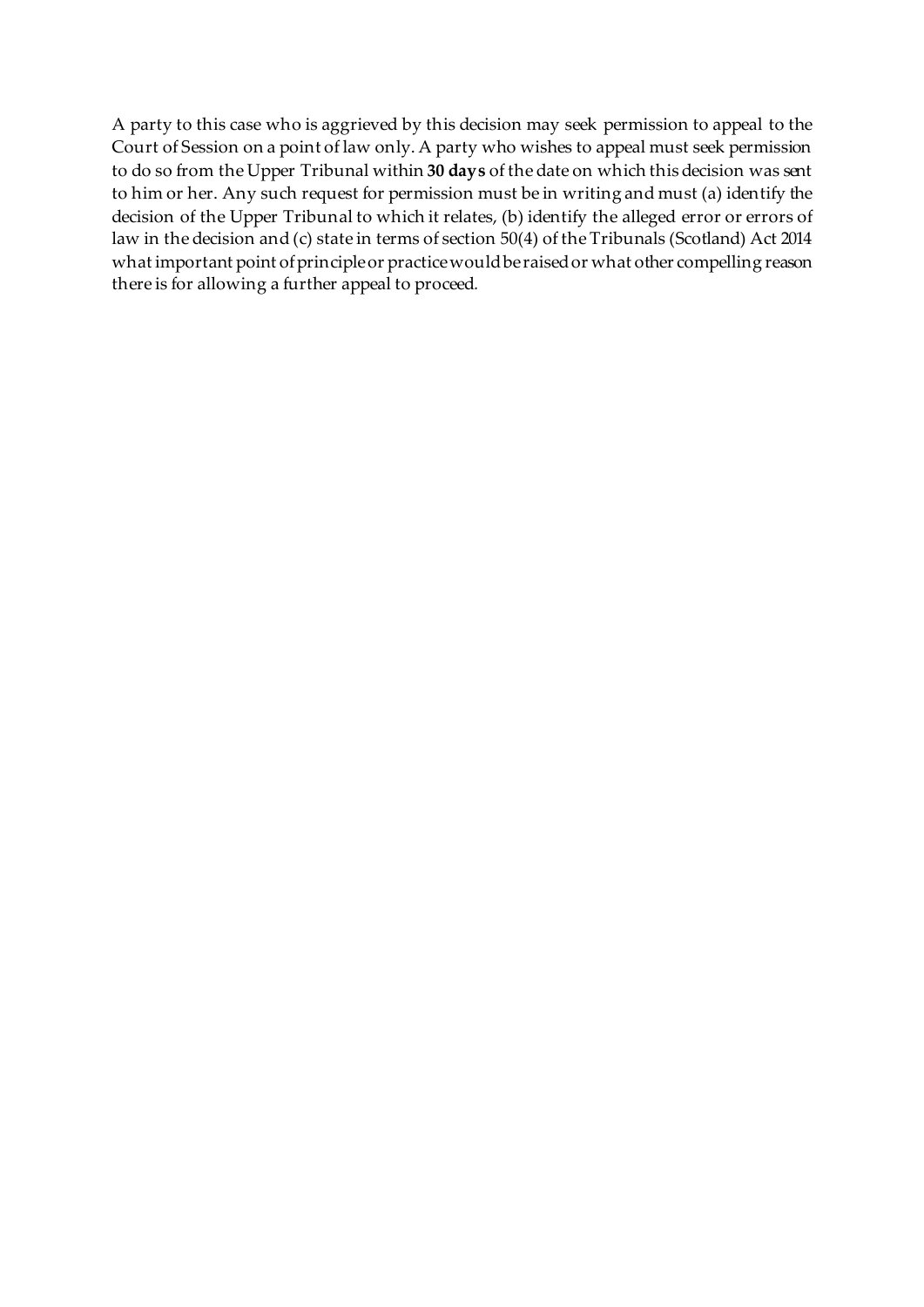A party to this case who is aggrieved by this decision may seek permission to appeal to the Court of Session on a point of law only. A party who wishes to appeal must seek permission to do so from the Upper Tribunal within **30 days** of the date on which this decision was sent to him or her. Any such request for permission must be in writing and must (a) identify the decision of the Upper Tribunal to which it relates, (b) identify the alleged error or errors of law in the decision and (c) state in terms of section 50(4) of the Tribunals (Scotland) Act 2014 what important point of principle or practice would be raised or what other compelling reason there is for allowing a further appeal to proceed.